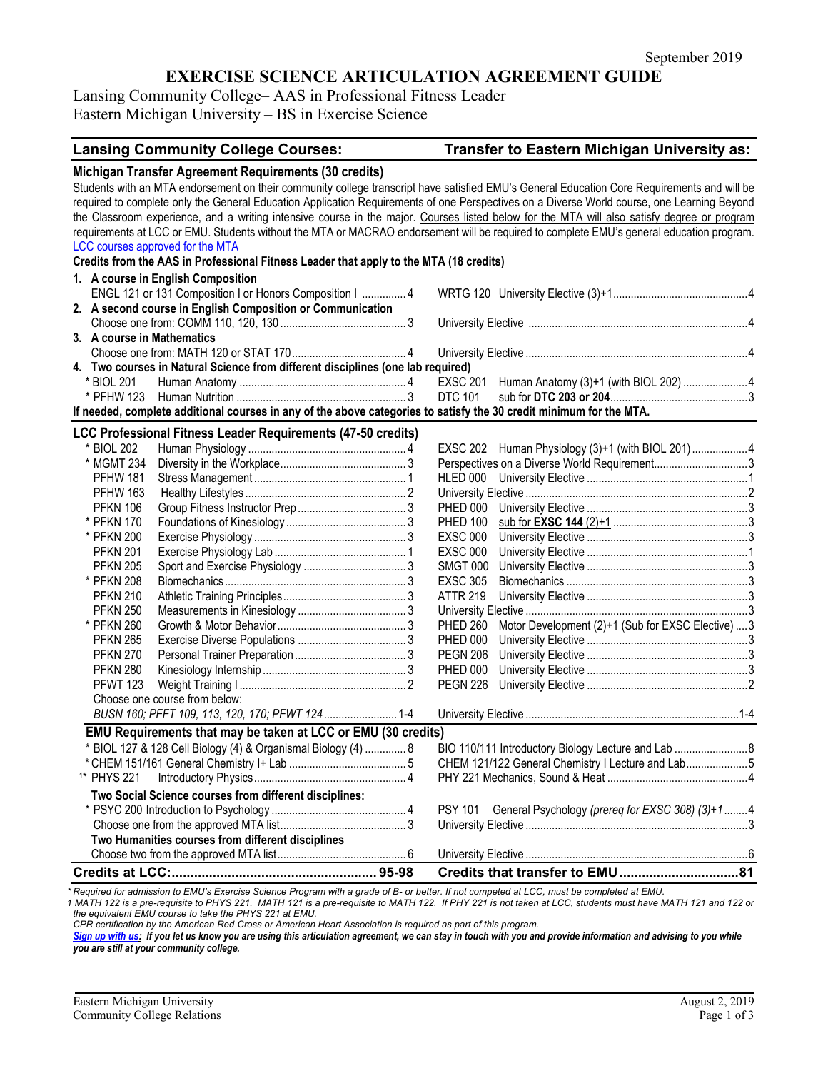September 2019

# EXERCISE SCIENCE ARTICULATION AGREEMENT GUIDE

Lansing Community College– AAS in Professional Fitness Leader
Eastern Michigan University – BS in Exercise Science

| Lansing Community College Courses: | | Transfer to Eastern Michigan University as: |
|---|---|---|
| **Michigan Transfer Agreement Requirements (30 credits)** | | |

Students with an MTA endorsement on their community college transcript have satisfied EMU's General Education Core Requirements and will be required to complete only the General Education Application Requirements of one Perspectives on a Diverse World course, one Learning Beyond the Classroom experience, and a writing intensive course in the major. Courses listed below for the MTA will also satisfy degree or program requirements at LCC or EMU. Students without the MTA or MACRAO endorsement will be required to complete EMU's general education program.
[LCC courses approved for the MTA]

**Credits from the AAS in Professional Fitness Leader that apply to the MTA (18 credits)**

| LCC Course | Title / Credits | EMU Equivalent |
|---|---|---|
| **1. A course in English Composition** | | |
| ENGL 121 or 131 | Composition I or Honors Composition I ... 4 | WRTG 120 University Elective (3)+1 ... 4 |
| **2. A second course in English Composition or Communication** | | |
| Choose one from: COMM 110, 120, 130 | ... 3 | University Elective ... 4 |
| **3. A course in Mathematics** | | |
| Choose one from: MATH 120 or STAT 170 | ... 4 | University Elective ... 4 |
| **4. Two courses in Natural Science from different disciplines (one lab required)** | | |
| * BIOL 201 | Human Anatomy ... 4 | EXSC 201 Human Anatomy (3)+1 (with BIOL 202) ... 4 |
| * PFHW 123 | Human Nutrition ... 3 | DTC 101 sub for **DTC 203 or 204** ... 3 |

**If needed, complete additional courses in any of the above categories to satisfy the 30 credit minimum for the MTA.**

**LCC Professional Fitness Leader Requirements (47-50 credits)**

| LCC Course | Title / Credits | EMU Equivalent |
|---|---|---|
| * BIOL 202 | Human Physiology ... 4 | EXSC 202 Human Physiology (3)+1 (with BIOL 201) ... 4 |
| * MGMT 234 | Diversity in the Workplace ... 3 | Perspectives on a Diverse World Requirement ... 3 |
| PFHW 181 | Stress Management ... 1 | HLED 000 University Elective ... 1 |
| PFHW 163 | Healthy Lifestyles ... 2 | University Elective ... 2 |
| PFKN 106 | Group Fitness Instructor Prep ... 3 | PHED 000 University Elective ... 3 |
| * PFKN 170 | Foundations of Kinesiology ... 3 | PHED 100 sub for **EXSC 144** (2)+1 ... 3 |
| * PFKN 200 | Exercise Physiology ... 3 | EXSC 000 University Elective ... 3 |
| PFKN 201 | Exercise Physiology Lab ... 1 | EXSC 000 University Elective ... 1 |
| PFKN 205 | Sport and Exercise Physiology ... 3 | SMGT 000 University Elective ... 3 |
| * PFKN 208 | Biomechanics ... 3 | EXSC 305 Biomechanics ... 3 |
| PFKN 210 | Athletic Training Principles ... 3 | ATTR 219 University Elective ... 3 |
| PFKN 250 | Measurements in Kinesiology ... 3 | University Elective ... 3 |
| * PFKN 260 | Growth & Motor Behavior ... 3 | PHED 260 Motor Development (2)+1 (Sub for EXSC Elective) ... 3 |
| PFKN 265 | Exercise Diverse Populations ... 3 | PHED 000 University Elective ... 3 |
| PFKN 270 | Personal Trainer Preparation ... 3 | PEGN 206 University Elective ... 3 |
| PFKN 280 | Kinesiology Internship ... 3 | PHED 000 University Elective ... 3 |
| PFWT 123 | Weight Training I ... 2 | PEGN 226 University Elective ... 2 |
| Choose one course from below: | | |
| *BUSN 160; PFFT 109, 113, 120, 170; PFWT 124* | ... 1-4 | University Elective ... 1-4 |

**EMU Requirements that may be taken at LCC or EMU (30 credits)**

| LCC Course | Title / Credits | EMU Equivalent |
|---|---|---|
| * BIOL 127 & 128 | Cell Biology (4) & Organismal Biology (4) ... 8 | BIO 110/111 Introductory Biology Lecture and Lab ... 8 |
| * CHEM 151/161 | General Chemistry I+ Lab ... 5 | CHEM 121/122 General Chemistry I Lecture and Lab ... 5 |
| 1* PHYS 221 | Introductory Physics ... 4 | PHY 221 Mechanics, Sound & Heat ... 4 |
| **Two Social Science courses from different disciplines:** | | |
| * PSYC 200 | Introduction to Psychology ... 4 | PSY 101 General Psychology *(prereq for EXSC 308)* (3)+1 ... 4 |
| Choose one from the approved MTA list | ... 3 | University Elective ... 3 |
| **Two Humanities courses from different disciplines** | | |
| Choose two from the approved MTA list | ... 6 | University Elective ... 6 |
| **Credits at LCC:** | **95-98** | **Credits that transfer to EMU ... 81** |

*\* Required for admission to EMU's Exercise Science Program with a grade of B- or better. If not competed at LCC, must be completed at EMU.*

*1 MATH 122 is a pre-requisite to PHYS 221. MATH 121 is a pre-requisite to MATH 122. If PHY 221 is not taken at LCC, students must have MATH 121 and 122 or the equivalent EMU course to take the PHYS 221 at EMU.*

*CPR certification by the American Red Cross or American Heart Association is required as part of this program.*

***Sign up with us:** If you let us know you are using this articulation agreement, we can stay in touch with you and provide information and advising to you while you are still at your community college.*

Eastern Michigan University
Community College Relations

August 2, 2019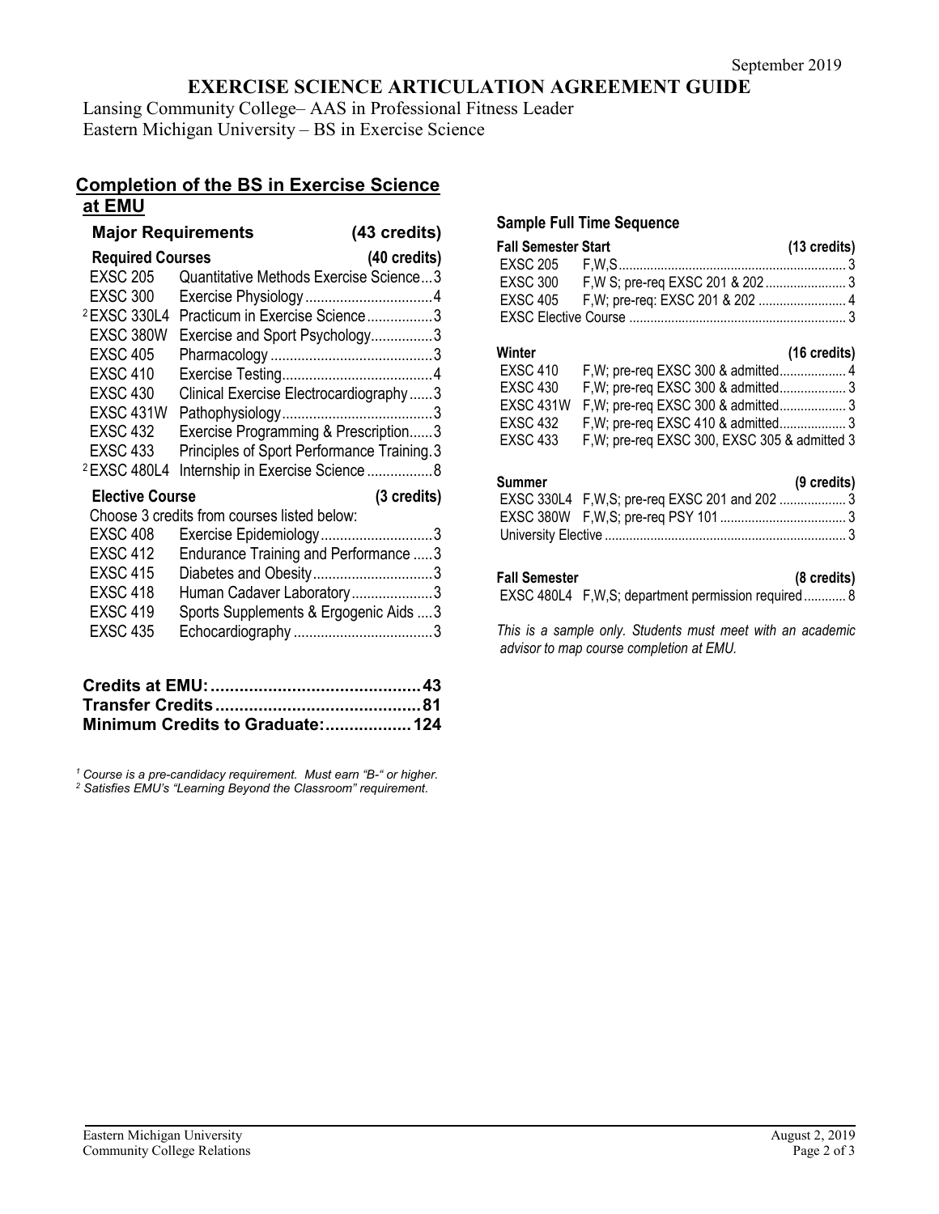September 2019

# EXERCISE SCIENCE ARTICULATION AGREEMENT GUIDE

Lansing Community College– AAS in Professional Fitness Leader
Eastern Michigan University – BS in Exercise Science

## Completion of the BS in Exercise Science at EMU

**Major Requirements (43 credits)**

**Required Courses (40 credits)**

| Course | Title | Credits |
|---|---|---|
| EXSC 205 | Quantitative Methods Exercise Science | 3 |
| EXSC 300 | Exercise Physiology | 4 |
| [2] EXSC 330L4 | Practicum in Exercise Science | 3 |
| EXSC 380W | Exercise and Sport Psychology | 3 |
| EXSC 405 | Pharmacology | 3 |
| EXSC 410 | Exercise Testing | 4 |
| EXSC 430 | Clinical Exercise Electrocardiography | 3 |
| EXSC 431W | Pathophysiology | 3 |
| EXSC 432 | Exercise Programming & Prescription | 3 |
| EXSC 433 | Principles of Sport Performance Training | 3 |
| [2] EXSC 480L4 | Internship in Exercise Science | 8 |

**Elective Course (3 credits)**

Choose 3 credits from courses listed below:

| Course | Title | Credits |
|---|---|---|
| EXSC 408 | Exercise Epidemiology | 3 |
| EXSC 412 | Endurance Training and Performance | 3 |
| EXSC 415 | Diabetes and Obesity | 3 |
| EXSC 418 | Human Cadaver Laboratory | 3 |
| EXSC 419 | Sports Supplements & Ergogenic Aids | 3 |
| EXSC 435 | Echocardiography | 3 |

**Credits at EMU: 43**
**Transfer Credits: 81**
**Minimum Credits to Graduate: 124**

*[1] Course is a pre-candidacy requirement. Must earn "B-" or higher.*
*[2] Satisfies EMU's "Learning Beyond the Classroom" requirement.*

### Sample Full Time Sequence

**Fall Semester Start (13 credits)**

| Course | Notes | Credits |
|---|---|---|
| EXSC 205 | F,W,S | 3 |
| EXSC 300 | F,W S; pre-req EXSC 201 & 202 | 3 |
| EXSC 405 | F,W; pre-req: EXSC 201 & 202 | 4 |
| EXSC Elective Course | | 3 |

**Winter (16 credits)**

| Course | Notes | Credits |
|---|---|---|
| EXSC 410 | F,W; pre-req EXSC 300 & admitted | 4 |
| EXSC 430 | F,W; pre-req EXSC 300 & admitted | 3 |
| EXSC 431W | F,W; pre-req EXSC 300 & admitted | 3 |
| EXSC 432 | F,W; pre-req EXSC 410 & admitted | 3 |
| EXSC 433 | F,W; pre-req EXSC 300, EXSC 305 & admitted | 3 |

**Summer (9 credits)**

| Course | Notes | Credits |
|---|---|---|
| EXSC 330L4 | F,W,S; pre-req EXSC 201 and 202 | 3 |
| EXSC 380W | F,W,S; pre-req PSY 101 | 3 |
| University Elective | | 3 |

**Fall Semester (8 credits)**

| Course | Notes | Credits |
|---|---|---|
| EXSC 480L4 | F,W,S; department permission required | 8 |

*This is a sample only. Students must meet with an academic advisor to map course completion at EMU.*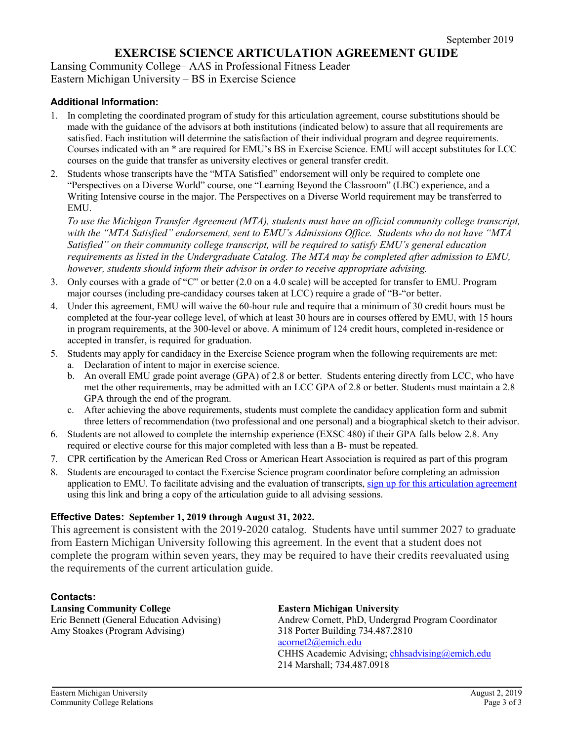September 2019

# EXERCISE SCIENCE ARTICULATION AGREEMENT GUIDE

Lansing Community College– AAS in Professional Fitness Leader
Eastern Michigan University – BS in Exercise Science

### Additional Information:

1. In completing the coordinated program of study for this articulation agreement, course substitutions should be made with the guidance of the advisors at both institutions (indicated below) to assure that all requirements are satisfied. Each institution will determine the satisfaction of their individual program and degree requirements. Courses indicated with an * are required for EMU's BS in Exercise Science. EMU will accept substitutes for LCC courses on the guide that transfer as university electives or general transfer credit.
2. Students whose transcripts have the "MTA Satisfied" endorsement will only be required to complete one "Perspectives on a Diverse World" course, one "Learning Beyond the Classroom" (LBC) experience, and a Writing Intensive course in the major. The Perspectives on a Diverse World requirement may be transferred to EMU.

   *To use the Michigan Transfer Agreement (MTA), students must have an official community college transcript, with the "MTA Satisfied" endorsement, sent to EMU's Admissions Office. Students who do not have "MTA Satisfied" on their community college transcript, will be required to satisfy EMU's general education requirements as listed in the Undergraduate Catalog. The MTA may be completed after admission to EMU, however, students should inform their advisor in order to receive appropriate advising.*
3. Only courses with a grade of "C" or better (2.0 on a 4.0 scale) will be accepted for transfer to EMU. Program major courses (including pre-candidacy courses taken at LCC) require a grade of "B-"or better.
4. Under this agreement, EMU will waive the 60-hour rule and require that a minimum of 30 credit hours must be completed at the four-year college level, of which at least 30 hours are in courses offered by EMU, with 15 hours in program requirements, at the 300-level or above. A minimum of 124 credit hours, completed in-residence or accepted in transfer, is required for graduation.
5. Students may apply for candidacy in the Exercise Science program when the following requirements are met:
   a. Declaration of intent to major in exercise science.
   b. An overall EMU grade point average (GPA) of 2.8 or better. Students entering directly from LCC, who have met the other requirements, may be admitted with an LCC GPA of 2.8 or better. Students must maintain a 2.8 GPA through the end of the program.
   c. After achieving the above requirements, students must complete the candidacy application form and submit three letters of recommendation (two professional and one personal) and a biographical sketch to their advisor.
6. Students are not allowed to complete the internship experience (EXSC 480) if their GPA falls below 2.8. Any required or elective course for this major completed with less than a B- must be repeated.
7. CPR certification by the American Red Cross or American Heart Association is required as part of this program
8. Students are encouraged to contact the Exercise Science program coordinator before completing an admission application to EMU. To facilitate advising and the evaluation of transcripts, sign up for this articulation agreement using this link and bring a copy of the articulation guide to all advising sessions.

### Effective Dates: September 1, 2019 through August 31, 2022.

This agreement is consistent with the 2019-2020 catalog. Students have until summer 2027 to graduate from Eastern Michigan University following this agreement. In the event that a student does not complete the program within seven years, they may be required to have their credits reevaluated using the requirements of the current articulation guide.

### Contacts:

**Lansing Community College**
Eric Bennett (General Education Advising)
Amy Stoakes (Program Advising)

**Eastern Michigan University**
Andrew Cornett, PhD, Undergrad Program Coordinator
318 Porter Building 734.487.2810
acornet2@emich.edu
CHHS Academic Advising; chhsadvising@emich.edu
214 Marshall; 734.487.0918

Eastern Michigan University
Community College Relations
August 2, 2019